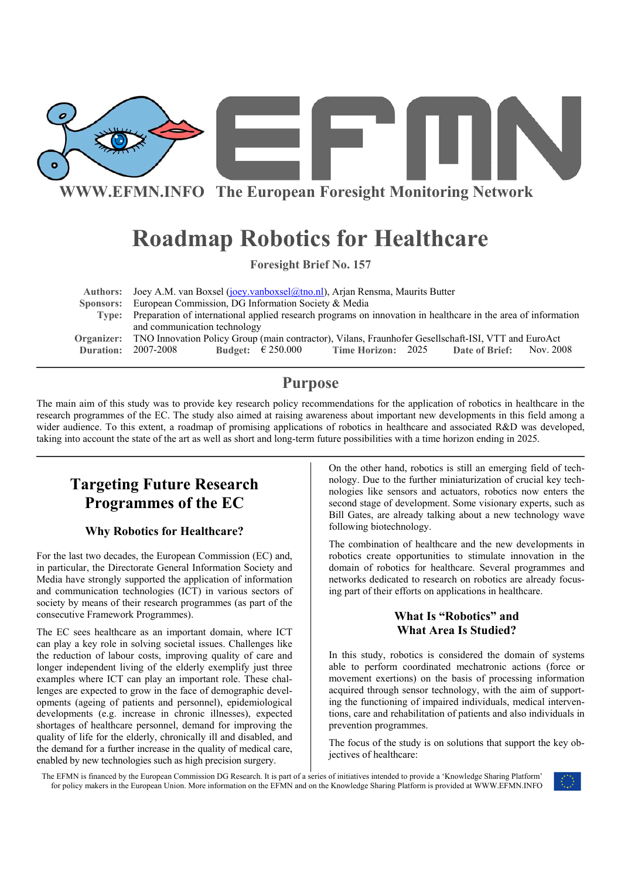WWW.EFMN.INFO The European Foresight Monitoring Network

# Roadmap Robotics for Healthcare

**Foresight Brief No. 157**

**Authors:** Joey A.M. van Boxsel (joey.vanboxsel@tno.nl), Arjan Rensma, Maurits Butter
**Sponsors:** European Commission, DG Information Society & Media
**Type:** Preparation of international applied research programs on innovation in healthcare in the area of information and communication technology
**Organizer:** TNO Innovation Policy Group (main contractor), Vilans, Fraunhofer Gesellschaft-ISI, VTT and EuroAct
**Duration:** 2007-2008 **Budget:** € 250.000 **Time Horizon:** 2025 **Date of Brief:** Nov. 2008

## Purpose

The main aim of this study was to provide key research policy recommendations for the application of robotics in healthcare in the research programmes of the EC. The study also aimed at raising awareness about important new developments in this field among a wider audience. To this extent, a roadmap of promising applications of robotics in healthcare and associated R&D was developed, taking into account the state of the art as well as short and long-term future possibilities with a time horizon ending in 2025.

## Targeting Future Research Programmes of the EC

### Why Robotics for Healthcare?

For the last two decades, the European Commission (EC) and, in particular, the Directorate General Information Society and Media have strongly supported the application of information and communication technologies (ICT) in various sectors of society by means of their research programmes (as part of the consecutive Framework Programmes).

The EC sees healthcare as an important domain, where ICT can play a key role in solving societal issues. Challenges like the reduction of labour costs, improving quality of care and longer independent living of the elderly exemplify just three examples where ICT can play an important role. These challenges are expected to grow in the face of demographic developments (ageing of patients and personnel), epidemiological developments (e.g. increase in chronic illnesses), expected shortages of healthcare personnel, demand for improving the quality of life for the elderly, chronically ill and disabled, and the demand for a further increase in the quality of medical care, enabled by new technologies such as high precision surgery.

On the other hand, robotics is still an emerging field of technology. Due to the further miniaturization of crucial key technologies like sensors and actuators, robotics now enters the second stage of development. Some visionary experts, such as Bill Gates, are already talking about a new technology wave following biotechnology.

The combination of healthcare and the new developments in robotics create opportunities to stimulate innovation in the domain of robotics for healthcare. Several programmes and networks dedicated to research on robotics are already focusing part of their efforts on applications in healthcare.

### What Is "Robotics" and What Area Is Studied?

In this study, robotics is considered the domain of systems able to perform coordinated mechatronic actions (force or movement exertions) on the basis of processing information acquired through sensor technology, with the aim of supporting the functioning of impaired individuals, medical interventions, care and rehabilitation of patients and also individuals in prevention programmes.

The focus of the study is on solutions that support the key objectives of healthcare:

The EFMN is financed by the European Commission DG Research. It is part of a series of initiatives intended to provide a 'Knowledge Sharing Platform' for policy makers in the European Union. More information on the EFMN and on the Knowledge Sharing Platform is provided at WWW.EFMN.INFO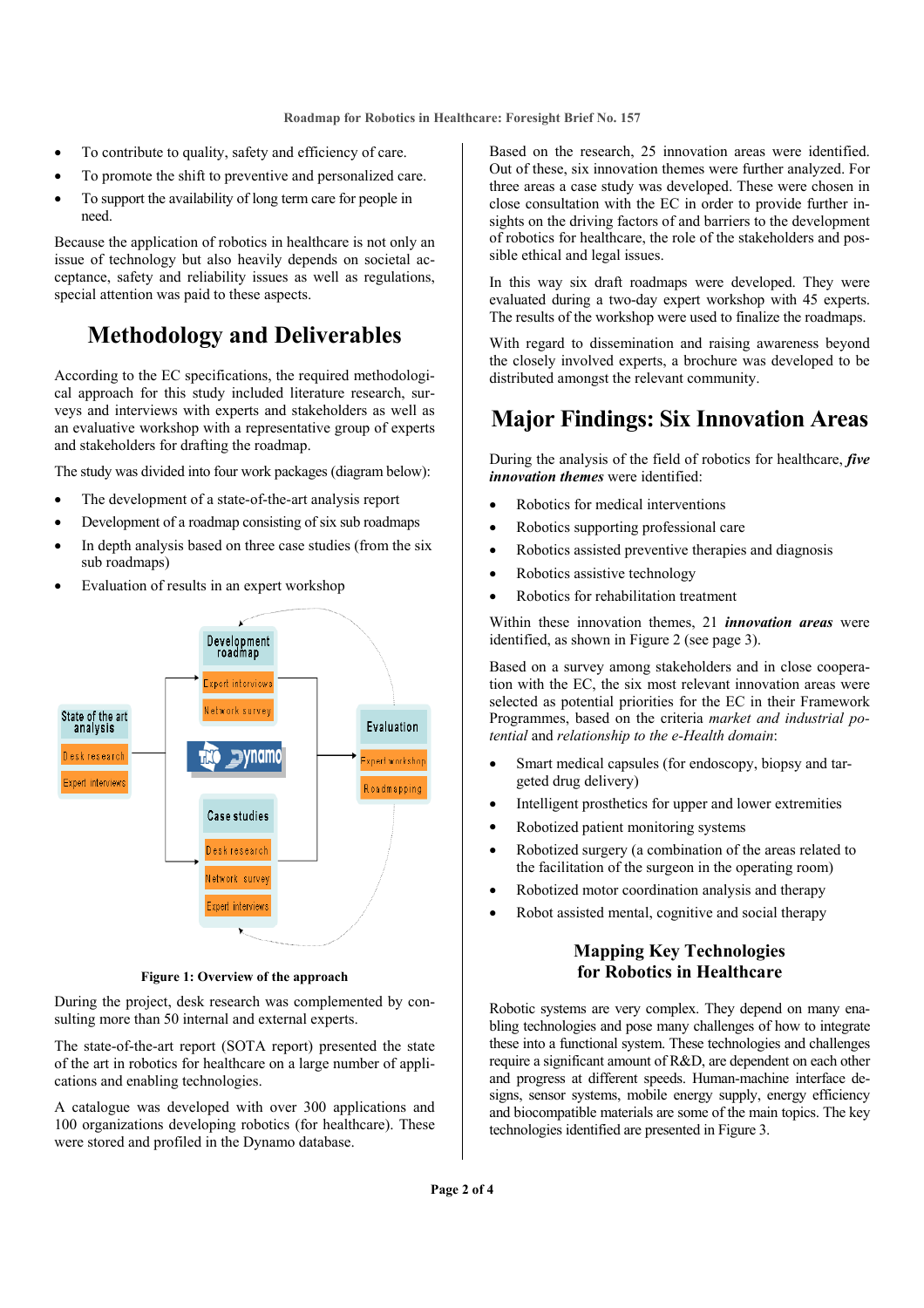- To contribute to quality, safety and efficiency of care.
- To promote the shift to preventive and personalized care.
- To support the availability of long term care for people in need.

Because the application of robotics in healthcare is not only an issue of technology but also heavily depends on societal acceptance, safety and reliability issues as well as regulations, special attention was paid to these aspects.

## Methodology and Deliverables

According to the EC specifications, the required methodological approach for this study included literature research, surveys and interviews with experts and stakeholders as well as an evaluative workshop with a representative group of experts and stakeholders for drafting the roadmap.

The study was divided into four work packages (diagram below):

- The development of a state-of-the-art analysis report
- Development of a roadmap consisting of six sub roadmaps
- In depth analysis based on three case studies (from the six sub roadmaps)
- Evaluation of results in an expert workshop

State of the art analysis: Desk research, Expert interviews

Development roadmap: Expert interviews, Network survey

Case studies: Desk research, Network survey, Expert interviews

Evaluation: Expert workshop, Roadmapping

Dynamo

**Figure 1: Overview of the approach**

During the project, desk research was complemented by consulting more than 50 internal and external experts.

The state-of-the-art report (SOTA report) presented the state of the art in robotics for healthcare on a large number of applications and enabling technologies.

A catalogue was developed with over 300 applications and 100 organizations developing robotics (for healthcare). These were stored and profiled in the Dynamo database.

Based on the research, 25 innovation areas were identified. Out of these, six innovation themes were further analyzed. For three areas a case study was developed. These were chosen in close consultation with the EC in order to provide further insights on the driving factors of and barriers to the development of robotics for healthcare, the role of the stakeholders and possible ethical and legal issues.

In this way six draft roadmaps were developed. They were evaluated during a two-day expert workshop with 45 experts. The results of the workshop were used to finalize the roadmaps.

With regard to dissemination and raising awareness beyond the closely involved experts, a brochure was developed to be distributed amongst the relevant community.

## Major Findings: Six Innovation Areas

During the analysis of the field of robotics for healthcare, ***five innovation themes*** were identified:

- Robotics for medical interventions
- Robotics supporting professional care
- Robotics assisted preventive therapies and diagnosis
- Robotics assistive technology
- Robotics for rehabilitation treatment

Within these innovation themes, 21 ***innovation areas*** were identified, as shown in Figure 2 (see page 3).

Based on a survey among stakeholders and in close cooperation with the EC, the six most relevant innovation areas were selected as potential priorities for the EC in their Framework Programmes, based on the criteria *market and industrial potential* and *relationship to the e-Health domain*:

- Smart medical capsules (for endoscopy, biopsy and targeted drug delivery)
- Intelligent prosthetics for upper and lower extremities
- Robotized patient monitoring systems
- Robotized surgery (a combination of the areas related to the facilitation of the surgeon in the operating room)
- Robotized motor coordination analysis and therapy
- Robot assisted mental, cognitive and social therapy

### Mapping Key Technologies for Robotics in Healthcare

Robotic systems are very complex. They depend on many enabling technologies and pose many challenges of how to integrate these into a functional system. These technologies and challenges require a significant amount of R&D, are dependent on each other and progress at different speeds. Human-machine interface designs, sensor systems, mobile energy supply, energy efficiency and biocompatible materials are some of the main topics. The key technologies identified are presented in Figure 3.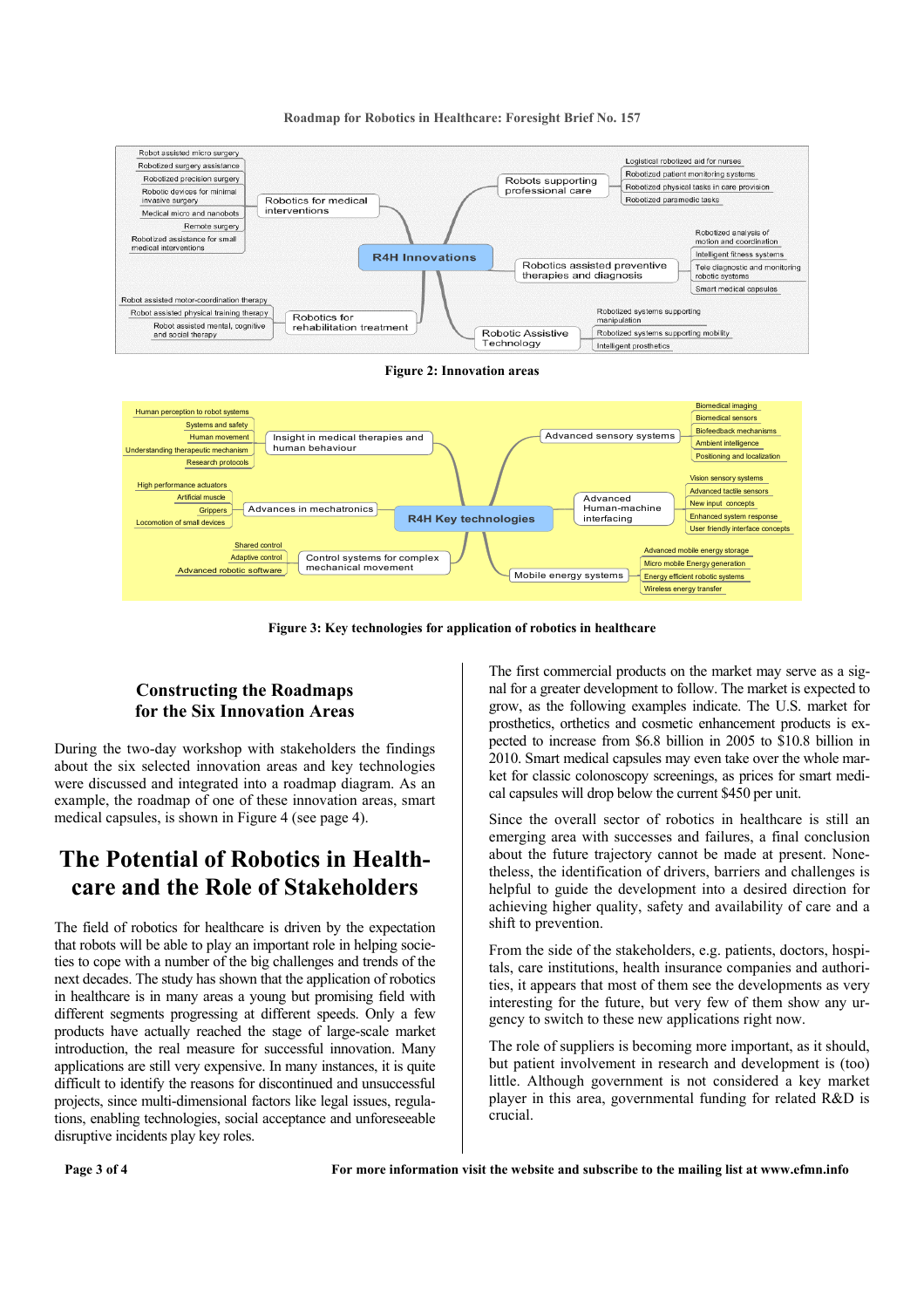- **R4H Innovations**
  - Robotics for medical interventions
    - Robot assisted micro surgery
    - Robotized surgery assistance
    - Robotized precision surgery
    - Robotic devices for minimal invasive surgery
    - Medical micro and nanobots
    - Remote surgery
    - Robotized assistance for small medical interventions
  - Robots supporting professional care
    - Logistical robotized aid for nurses
    - Robotized patient monitoring systems
    - Robotized physical tasks in care provision
    - Robotized paramedic tasks
  - Robotics assisted preventive therapies and diagnosis
    - Robotized analysis of motion and coordination
    - Intelligent fitness systems
    - Tele diagnostic and monitoring robotic systems
    - Smart medical capsules
  - Robotics for rehabilitation treatment
    - Robot assisted motor-coordination therapy
    - Robot assisted physical training therapy
    - Robot assisted mental, cognitive and social therapy
  - Robotic Assistive Technology
    - Robotized systems supporting manipulation
    - Robotized systems supporting mobility
    - Intelligent prosthetics

**Figure 2: Innovation areas**

- **R4H Key technologies**
  - Insight in medical therapies and human behaviour
    - Human perception to robot systems
    - Systems and safety
    - Human movement
    - Understanding therapeutic mechanism
    - Research protocols
  - Advances in mechatronics
    - High performance actuators
    - Artificial muscle
    - Grippers
    - Locomotion of small devices
  - Control systems for complex mechanical movement
    - Shared control
    - Adaptive control
    - Advanced robotic software
  - Advanced sensory systems
    - Biomedical imaging
    - Biomedical sensors
    - Biofeedback mechanisms
    - Ambient intelligence
    - Positioning and localization
  - Advanced Human-machine interfacing
    - Vision sensory systems
    - Advanced tactile sensors
    - New input concepts
    - Enhanced system response
    - User friendly interface concepts
  - Mobile energy systems
    - Advanced mobile energy storage
    - Micro mobile Energy generation
    - Energy efficient robotic systems
    - Wireless energy transfer

**Figure 3: Key technologies for application of robotics in healthcare**

## Constructing the Roadmaps for the Six Innovation Areas

During the two-day workshop with stakeholders the findings about the six selected innovation areas and key technologies were discussed and integrated into a roadmap diagram. As an example, the roadmap of one of these innovation areas, smart medical capsules, is shown in Figure 4 (see page 4).

# The Potential of Robotics in Health-care and the Role of Stakeholders

The field of robotics for healthcare is driven by the expectation that robots will be able to play an important role in helping societies to cope with a number of the big challenges and trends of the next decades. The study has shown that the application of robotics in healthcare is in many areas a young but promising field with different segments progressing at different speeds. Only a few products have actually reached the stage of large-scale market introduction, the real measure for successful innovation. Many applications are still very expensive. In many instances, it is quite difficult to identify the reasons for discontinued and unsuccessful projects, since multi-dimensional factors like legal issues, regulations, enabling technologies, social acceptance and unforeseeable disruptive incidents play key roles.

The first commercial products on the market may serve as a signal for a greater development to follow. The market is expected to grow, as the following examples indicate. The U.S. market for prosthetics, orthetics and cosmetic enhancement products is expected to increase from $6.8 billion in 2005 to $10.8 billion in 2010. Smart medical capsules may even take over the whole market for classic colonoscopy screenings, as prices for smart medical capsules will drop below the current $450 per unit.

Since the overall sector of robotics in healthcare is still an emerging area with successes and failures, a final conclusion about the future trajectory cannot be made at present. Nonetheless, the identification of drivers, barriers and challenges is helpful to guide the development into a desired direction for achieving higher quality, safety and availability of care and a shift to prevention.

From the side of the stakeholders, e.g. patients, doctors, hospitals, care institutions, health insurance companies and authorities, it appears that most of them see the developments as very interesting for the future, but very few of them show any urgency to switch to these new applications right now.

The role of suppliers is becoming more important, as it should, but patient involvement in research and development is (too) little. Although government is not considered a key market player in this area, governmental funding for related R&D is crucial.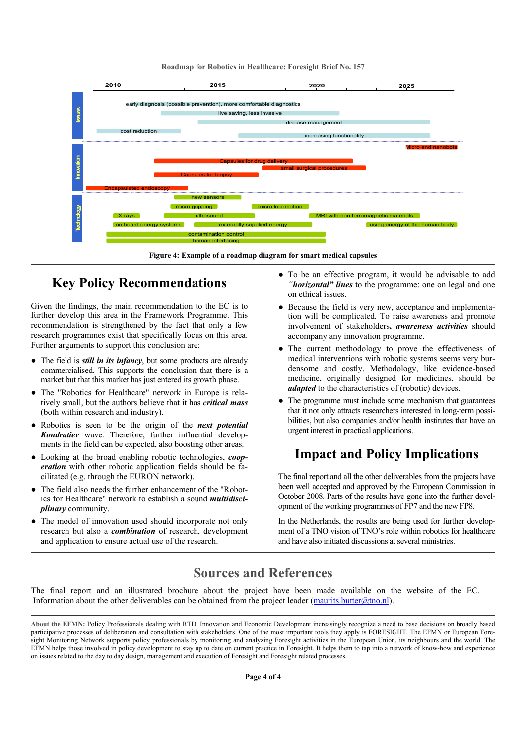Roadmap for Robotics in Healthcare: Foresight Brief No. 157

2010
2015
2020
2025

Issues

early diagnosis (possible prevention), more comfortable diagnostics
live saving, less invasive
disease management
cost reduction
increasing functionality

Innovation

Micro and nanobots
Capsules for drug delivery
small surgical procedures
Capsules for biopsy
Encapsulated endoscopy

Technology

new sensors
micro gripping
micro locomotion
X-rays
ultrasound
MRI with non ferromagnetic materials
on board energy systems
externally supplied energy
using energy of the human body
contamination control
human interfacing

**Figure 4: Example of a roadmap diagram for smart medical capsules**

## Key Policy Recommendations

Given the findings, the main recommendation to the EC is to further develop this area in the Framework Programme. This recommendation is strengthened by the fact that only a few research programmes exist that specifically focus on this area. Further arguments to support this conclusion are:

- The field is ***still in its infancy***, but some products are already commercialised. This supports the conclusion that there is a market but that this market has just entered its growth phase.
- The "Robotics for Healthcare" network in Europe is relatively small, but the authors believe that it has ***critical mass*** (both within research and industry).
- Robotics is seen to be the origin of the ***next potential Kondratiev*** wave. Therefore, further influential developments in the field can be expected, also boosting other areas.
- Looking at the broad enabling robotic technologies, ***cooperation*** with other robotic application fields should be facilitated (e.g. through the EURON network).
- The field also needs the further enhancement of the "Robotics for Healthcare" network to establish a sound ***multidisciplinary*** community.
- The model of innovation used should incorporate not only research but also a ***combination*** of research, development and application to ensure actual use of the research.
- To be an effective program, it would be advisable to add ***"horizontal" lines*** to the programme: one on legal and one on ethical issues.
- Because the field is very new, acceptance and implementation will be complicated. To raise awareness and promote involvement of stakeholders**,** ***awareness activities*** should accompany any innovation programme.
- The current methodology to prove the effectiveness of medical interventions with robotic systems seems very burdensome and costly. Methodology, like evidence-based medicine, originally designed for medicines, should be ***adapted*** to the characteristics of (robotic) devices.
- The programme must include some mechanism that guarantees that it not only attracts researchers interested in long-term possibilities, but also companies and/or health institutes that have an urgent interest in practical applications.

## Impact and Policy Implications

The final report and all the other deliverables from the projects have been well accepted and approved by the European Commission in October 2008. Parts of the results have gone into the further development of the working programmes of FP7 and the new FP8.

In the Netherlands, the results are being used for further development of a TNO vision of TNO's role within robotics for healthcare and have also initiated discussions at several ministries.

## Sources and References

The final report and an illustrated brochure about the project have been made available on the website of the EC. Information about the other deliverables can be obtained from the project leader (maurits.butter@tno.nl).

**About the EFMN:** Policy Professionals dealing with RTD, Innovation and Economic Development increasingly recognize a need to base decisions on broadly based participative processes of deliberation and consultation with stakeholders. One of the most important tools they apply is FORESIGHT. The EFMN or European Foresight Monitoring Network supports policy professionals by monitoring and analyzing Foresight activities in the European Union, its neighbours and the world. The EFMN helps those involved in policy development to stay up to date on current practice in Foresight. It helps them to tap into a network of know-how and experience on issues related to the day to day design, management and execution of Foresight and Foresight related processes.